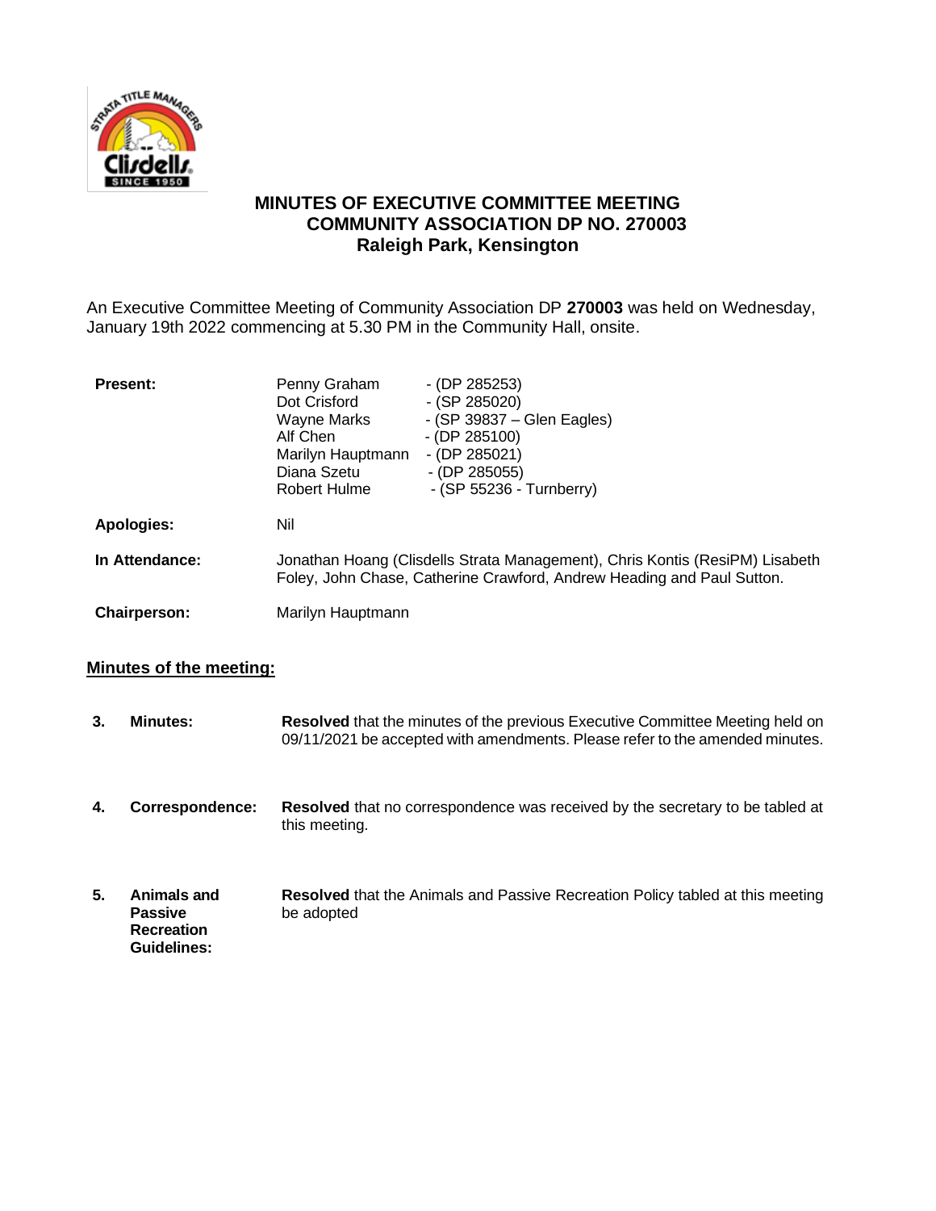# MINUTES OF EXECUTIVE COMMITTEE MEETING
## COMMUNITY ASSOCIATION DP NO. 270003
### Raleigh Park, Kensington

An Executive Committee Meeting of Community Association DP **270003** was held on Wednesday, January 19th 2022 commencing at 5.30 PM in the Community Hall, onsite.

| | | |
|---|---|---|
| **Present:** | Penny Graham | - (DP 285253) |
| | Dot Crisford | - (SP 285020) |
| | Wayne Marks | - (SP 39837 – Glen Eagles) |
| | Alf Chen | - (DP 285100) |
| | Marilyn Hauptmann | - (DP 285021) |
| | Diana Szetu | - (DP 285055) |
| | Robert Hulme | - (SP 55236 - Turnberry) |
| **Apologies:** | Nil | |
| **In Attendance:** | Jonathan Hoang (Clisdells Strata Management), Chris Kontis (ResiPM) Lisabeth Foley, John Chase, Catherine Crawford, Andrew Heading and Paul Sutton. | |
| **Chairperson:** | Marilyn Hauptmann | |

## Minutes of the meeting:

**3. Minutes:** **Resolved** that the minutes of the previous Executive Committee Meeting held on 09/11/2021 be accepted with amendments. Please refer to the amended minutes.

**4. Correspondence:** **Resolved** that no correspondence was received by the secretary to be tabled at this meeting.

**5. Animals and Passive Recreation Guidelines:** **Resolved** that the Animals and Passive Recreation Policy tabled at this meeting be adopted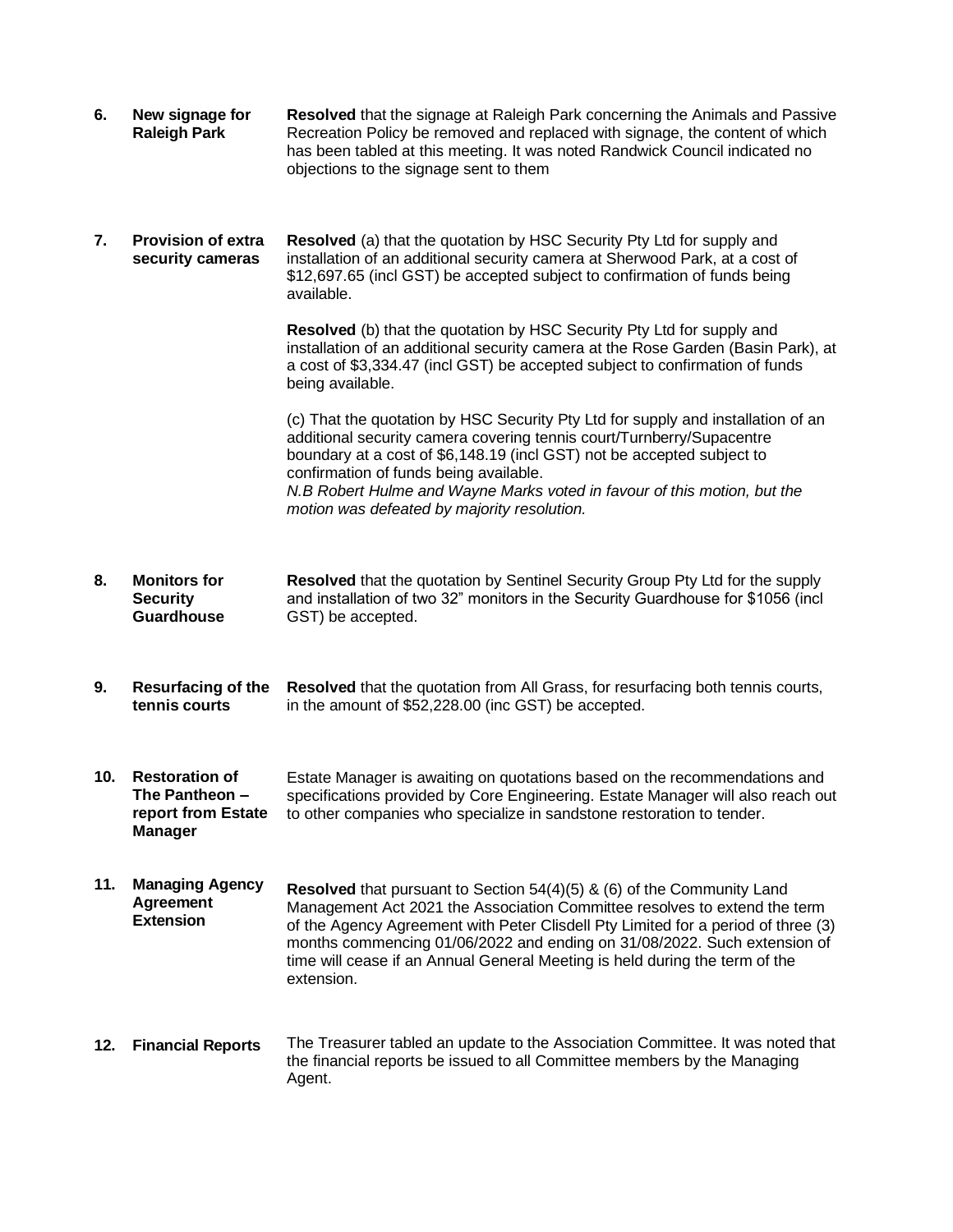**6. New signage for Raleigh Park**

**Resolved** that the signage at Raleigh Park concerning the Animals and Passive Recreation Policy be removed and replaced with signage, the content of which has been tabled at this meeting. It was noted Randwick Council indicated no objections to the signage sent to them

**7. Provision of extra security cameras**

**Resolved** (a) that the quotation by HSC Security Pty Ltd for supply and installation of an additional security camera at Sherwood Park, at a cost of $12,697.65 (incl GST) be accepted subject to confirmation of funds being available.

**Resolved** (b) that the quotation by HSC Security Pty Ltd for supply and installation of an additional security camera at the Rose Garden (Basin Park), at a cost of $3,334.47 (incl GST) be accepted subject to confirmation of funds being available.

(c) That the quotation by HSC Security Pty Ltd for supply and installation of an additional security camera covering tennis court/Turnberry/Supacentre boundary at a cost of $6,148.19 (incl GST) not be accepted subject to confirmation of funds being available.
*N.B Robert Hulme and Wayne Marks voted in favour of this motion, but the motion was defeated by majority resolution.*

**8. Monitors for Security Guardhouse**

**Resolved** that the quotation by Sentinel Security Group Pty Ltd for the supply and installation of two 32" monitors in the Security Guardhouse for $1056 (incl GST) be accepted.

**9. Resurfacing of the tennis courts**

**Resolved** that the quotation from All Grass, for resurfacing both tennis courts, in the amount of $52,228.00 (inc GST) be accepted.

**10. Restoration of The Pantheon – report from Estate Manager**

Estate Manager is awaiting on quotations based on the recommendations and specifications provided by Core Engineering. Estate Manager will also reach out to other companies who specialize in sandstone restoration to tender.

**11. Managing Agency Agreement Extension**

**Resolved** that pursuant to Section 54(4)(5) & (6) of the Community Land Management Act 2021 the Association Committee resolves to extend the term of the Agency Agreement with Peter Clisdell Pty Limited for a period of three (3) months commencing 01/06/2022 and ending on 31/08/2022. Such extension of time will cease if an Annual General Meeting is held during the term of the extension.

**12. Financial Reports**

The Treasurer tabled an update to the Association Committee. It was noted that the financial reports be issued to all Committee members by the Managing Agent.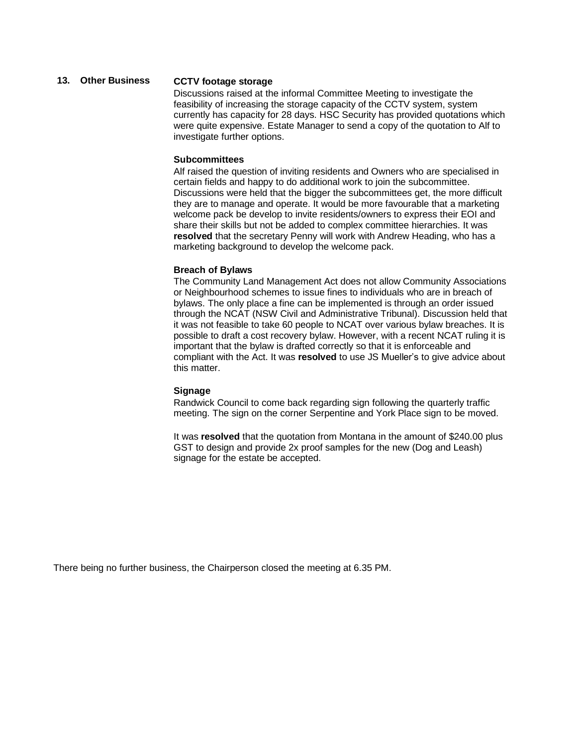## 13. Other Business

**CCTV footage storage**

Discussions raised at the informal Committee Meeting to investigate the feasibility of increasing the storage capacity of the CCTV system, system currently has capacity for 28 days. HSC Security has provided quotations which were quite expensive. Estate Manager to send a copy of the quotation to Alf to investigate further options.

**Subcommittees**

Alf raised the question of inviting residents and Owners who are specialised in certain fields and happy to do additional work to join the subcommittee. Discussions were held that the bigger the subcommittees get, the more difficult they are to manage and operate. It would be more favourable that a marketing welcome pack be develop to invite residents/owners to express their EOI and share their skills but not be added to complex committee hierarchies. It was **resolved** that the secretary Penny will work with Andrew Heading, who has a marketing background to develop the welcome pack.

**Breach of Bylaws**

The Community Land Management Act does not allow Community Associations or Neighbourhood schemes to issue fines to individuals who are in breach of bylaws. The only place a fine can be implemented is through an order issued through the NCAT (NSW Civil and Administrative Tribunal). Discussion held that it was not feasible to take 60 people to NCAT over various bylaw breaches. It is possible to draft a cost recovery bylaw. However, with a recent NCAT ruling it is important that the bylaw is drafted correctly so that it is enforceable and compliant with the Act. It was **resolved** to use JS Mueller's to give advice about this matter.

**Signage**

Randwick Council to come back regarding sign following the quarterly traffic meeting. The sign on the corner Serpentine and York Place sign to be moved.

It was **resolved** that the quotation from Montana in the amount of $240.00 plus GST to design and provide 2x proof samples for the new (Dog and Leash) signage for the estate be accepted.

There being no further business, the Chairperson closed the meeting at 6.35 PM.